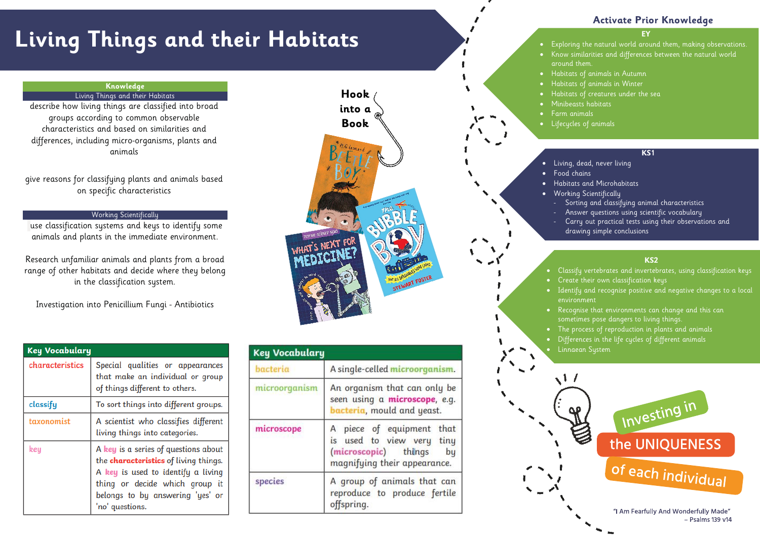# Living Things and their Habitats

## Knowledge

### Living Things and their Habitats

describe how living things are classified into broad groups according to common observable characteristics and based on similarities and differences, including micro-organisms, plants and animals

give reasons for classifying plants and animals based on specific characteristics

### Working Scientifically

use classification systems and keys to identify some animals and plants in the immediate environment.

Research unfamiliar animals and plants from a broad range of other habitats and decide where they belong in the classification system.

Investigation into Penicillium Fungi - Antibiotics

## Hook into a Book

## Key Vocabulary

| Key Vocabulary | |
|---|---|
| characteristics | Special qualities or appearances that make an individual or group of things different to others. |
| classify | To sort things into different groups. |
| taxonomist | A scientist who classifies different living things into categories. |
| key | A **key** is a series of questions about the **characteristics** of living things. A **key** is used to identify a living thing or decide which group it belongs to by answering 'yes' or 'no' questions. |

| Key Vocabulary | |
|---|---|
| bacteria | A single-celled **microorganism**. |
| microorganism | An organism that can only be seen using a **microscope**, e.g. **bacteria**, mould and yeast. |
| microscope | A piece of equipment that is used to view very tiny (**microscopic**) things by magnifying their appearance. |
| species | A group of animals that can reproduce to produce fertile offspring. |

## Activate Prior Knowledge

### EY

- Exploring the natural world around them, making observations.
- Know similarities and differences between the natural world around them.
- Habitats of animals in Autumn
- Habitats of animals in Winter
- Habitats of creatures under the sea
- Minibeasts habitats
- Farm animals
- Lifecycles of animals

### KS1

- Living, dead, never living
- Food chains
- Habitats and Microhabitats
- Working Scientifically
  - Sorting and classifying animal characteristics
  - Answer questions using scientific vocabulary
  - Carry out practical tests using their observations and drawing simple conclusions

### KS2

- Classify vertebrates and invertebrates, using classification keys
- Create their own classification keys
- Identify and recognise positive and negative changes to a local environment
- Recognise that environments can change and this can sometimes pose dangers to living things.
- The process of reproduction in plants and animals
- Differences in the life cycles of different animals
- Linnaean System

Investing in the UNIQUENESS of each individual

"I Am Fearfully And Wonderfully Made"
– Psalms 139 v14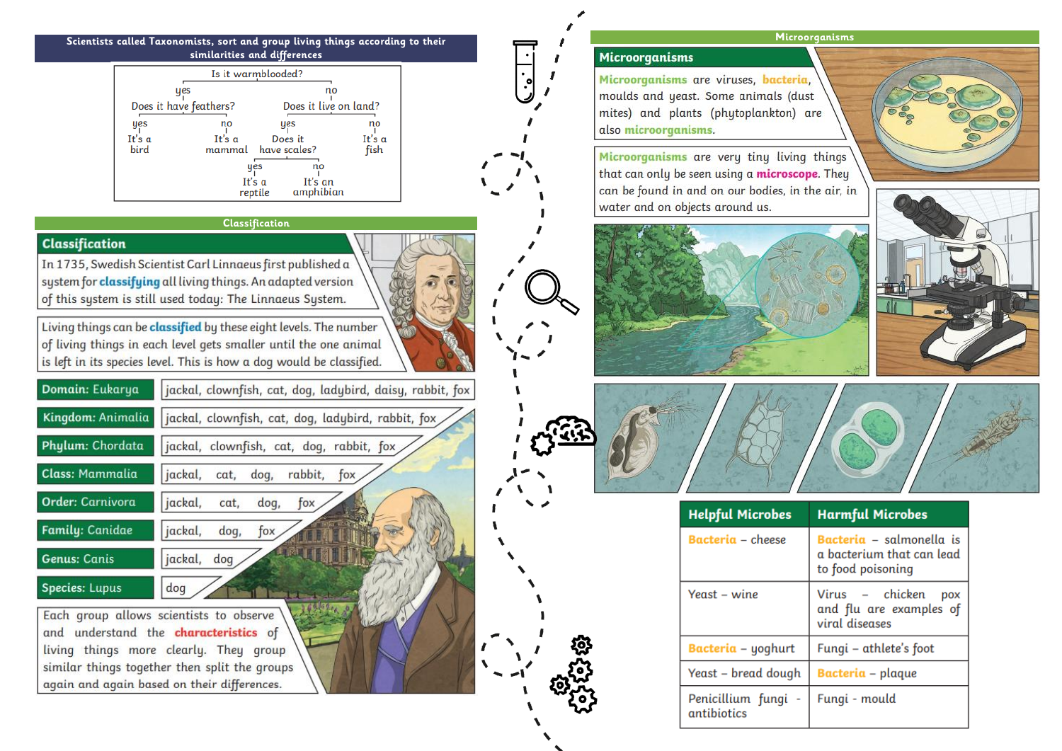## Scientists called Taxonomists, sort and group living things according to their similarities and differences

Is it warmblooded?
- yes → Does it have feathers?
  - yes → It's a bird
  - no → It's a mammal
- no → Does it live on land?
  - yes → Does it have scales?
    - yes → It's a reptile
    - no → It's an amphibian
  - no → It's a fish

## Classification

### Classification

In 1735, Swedish Scientist Carl Linnaeus first published a system for **classifying** all living things. An adapted version of this system is still used today: The Linnaeus System.

Living things can be **classified** by these eight levels. The number of living things in each level gets smaller until the one animal is left in its species level. This is how a dog would be classified.

| | |
|---|---|
| Domain: Eukarya | jackal, clownfish, cat, dog, ladybird, daisy, rabbit, fox |
| Kingdom: Animalia | jackal, clownfish, cat, dog, ladybird, rabbit, fox |
| Phylum: Chordata | jackal, clownfish, cat, dog, rabbit, fox |
| Class: Mammalia | jackal, cat, dog, rabbit, fox |
| Order: Carnivora | jackal, cat, dog, fox |
| Family: Canidae | jackal, dog, fox |
| Genus: Canis | jackal, dog |
| Species: Lupus | dog |

Each group allows scientists to observe and understand the **characteristics** of living things more clearly. They group similar things together then split the groups again and again based on their differences.

## Microorganisms

### Microorganisms

**Microorganisms** are viruses, **bacteria**, moulds and yeast. Some animals (dust mites) and plants (phytoplankton) are also **microorganisms**.

**Microorganisms** are very tiny living things that can only be seen using a **microscope**. They can be found in and on our bodies, in the air, in water and on objects around us.

| Helpful Microbes | Harmful Microbes |
|---|---|
| Bacteria – cheese | Bacteria – salmonella is a bacterium that can lead to food poisoning |
| Yeast – wine | Virus – chicken pox and flu are examples of viral diseases |
| Bacteria – yoghurt | Fungi – athlete's foot |
| Yeast – bread dough | Bacteria – plaque |
| Penicillium fungi - antibiotics | Fungi - mould |